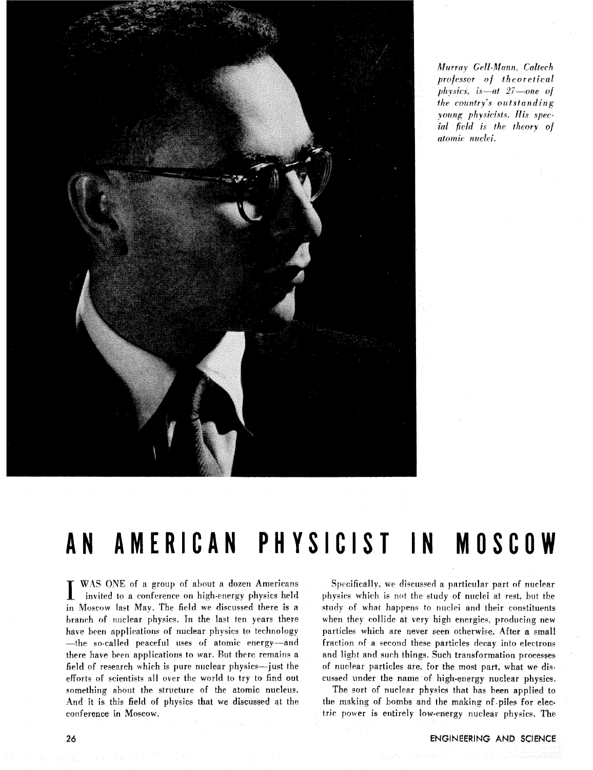*Murray Gell-Mann, Caltech professor of theoretical physics, is—at 27—one of the country's outstanding young physicists. His special field is the theory of atomic nuclei.*

# AN AMERICAN PHYSICIST IN MOSCOW

I WAS ONE of a group of about a dozen Americans invited to a conference on high-energy physics held in Moscow last May. The field we discussed there is a branch of nuclear physics. In the last ten years there have been applications of nuclear physics to technology —the so-called peaceful uses of atomic energy—and there have been applications to war. But there remains a field of research which is pure nuclear physics—just the efforts of scientists all over the world to try to find out something about the structure of the atomic nucleus. And it is this field of physics that we discussed at the conference in Moscow.

Specifically, we discussed a particular part of nuclear physics which is not the study of nuclei at rest, but the study of what happens to nuclei and their constituents when they collide at very high energies, producing new particles which are never seen otherwise. After a small fraction of a second these particles decay into electrons and light and such things. Such transformation processes of nuclear particles are, for the most part, what we discussed under the name of high-energy nuclear physics.

The sort of nuclear physics that has been applied to the making of bombs and the making of piles for electric power is entirely low-energy nuclear physics. The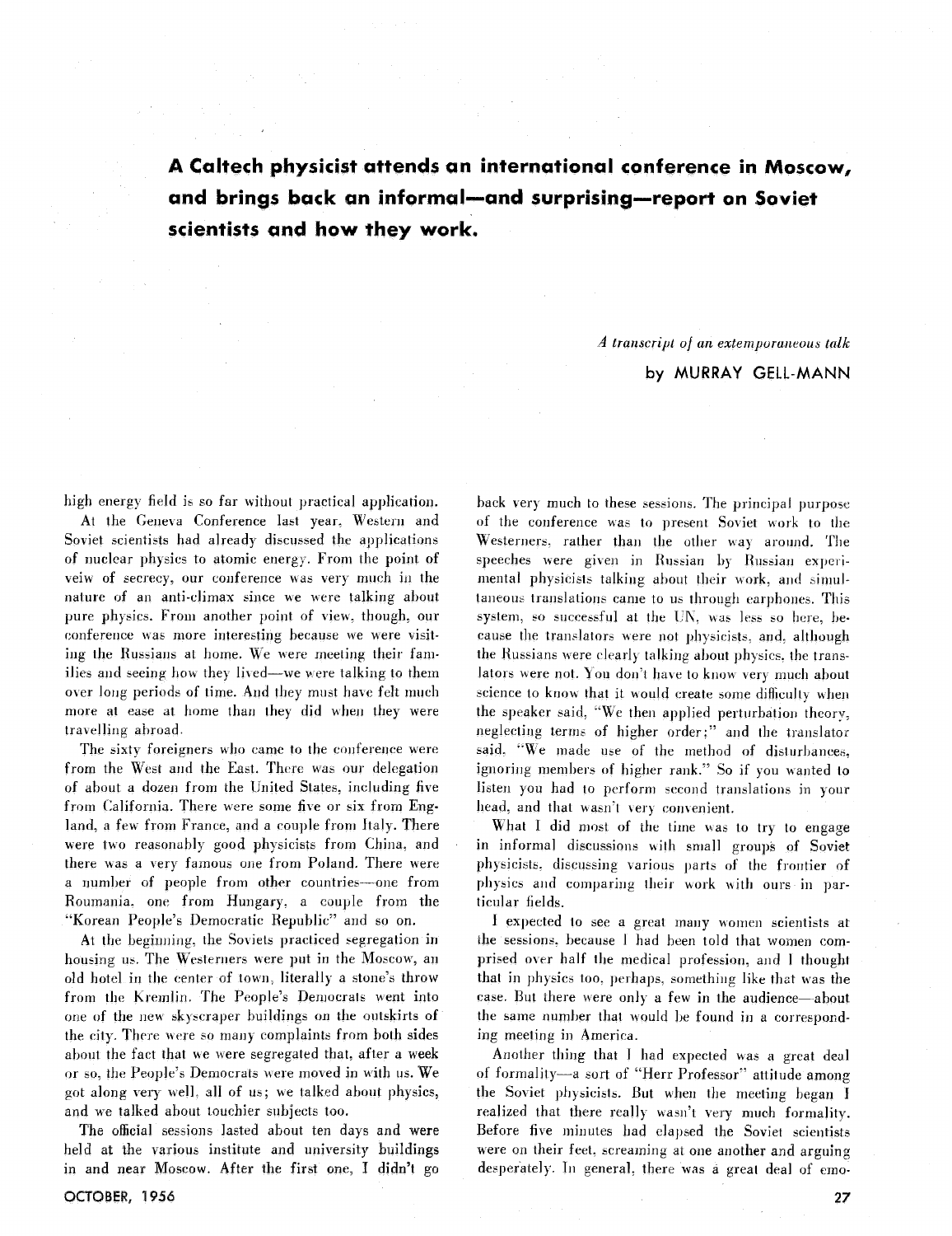**A Caltech physicist attends an international conference in Moscow, and brings back an informal—and surprising—report on Soviet scientists and how they work.**

*A transcript of an extemporaneous talk*

**by MURRAY GELL-MANN**

high energy field is so far without practical application.

At the Geneva Conference last year, Western and Soviet scientists had already discussed the applications of nuclear physics to atomic energy. From the point of veiw of secrecy, our conference was very much in the nature of an anti-climax since we were talking about pure physics. From another point of view, though, our conference was more interesting because we were visiting the Russians at home. We were meeting their families and seeing how they lived—we were talking to them over long periods of time. And they must have felt much more at ease at home than they did when they were travelling abroad.

The sixty foreigners who came to the conference were from the West and the East. There was our delegation of about a dozen from the United States, including five from California. There were some five or six from England, a few from France, and a couple from Italy. There were two reasonably good physicists from China, and there was a very famous one from Poland. There were a number of people from other countries—one from Roumania, one from Hungary, a couple from the "Korean People's Democratic Republic" and so on.

At the beginning, the Soviets practiced segregation in housing us. The Westerners were put in the Moscow, an old hotel in the center of town, literally a stone's throw from the Kremlin. The People's Democrats went into one of the new skyscraper buildings on the outskirts of the city. There were so many complaints from both sides about the fact that we were segregated that, after a week or so, the People's Democrats were moved in with us. We got along very well, all of us; we talked about physics, and we talked about touchier subjects too.

The official sessions lasted about ten days and were held at the various institute and university buildings in and near Moscow. After the first one, I didn't go back very much to these sessions. The principal purpose of the conference was to present Soviet work to the Westerners, rather than the other way around. The speeches were given in Russian by Russian experimental physicists talking about their work, and simultaneous translations came to us through earphones. This system, so successful at the UN, was less so here, because the translators were not physicists, and, although the Russians were clearly talking about physics, the translators were not. You don't have to know very much about science to know that it would create some difficulty when the speaker said, "We then applied perturbation theory, neglecting terms of higher order;" and the translator said, "We made use of the method of disturbances, ignoring members of higher rank." So if you wanted to listen you had to perform second translations in your head, and that wasn't very convenient.

What I did most of the time was to try to engage in informal discussions with small groups of Soviet physicists, discussing various parts of the frontier of physics and comparing their work with ours in particular fields.

I expected to see a great many women scientists at the sessions, because I had been told that women comprised over half the medical profession, and I thought that in physics too, perhaps, something like that was the case. But there were only a few in the audience—about the same number that would be found in a corresponding meeting in America.

Another thing that I had expected was a great deal of formality—a sort of "Herr Professor" attitude among the Soviet physicists. But when the meeting began I realized that there really wasn't very much formality. Before five minutes had elapsed the Soviet scientists were on their feet, screaming at one another and arguing desperately. In general, there was a great deal of emo-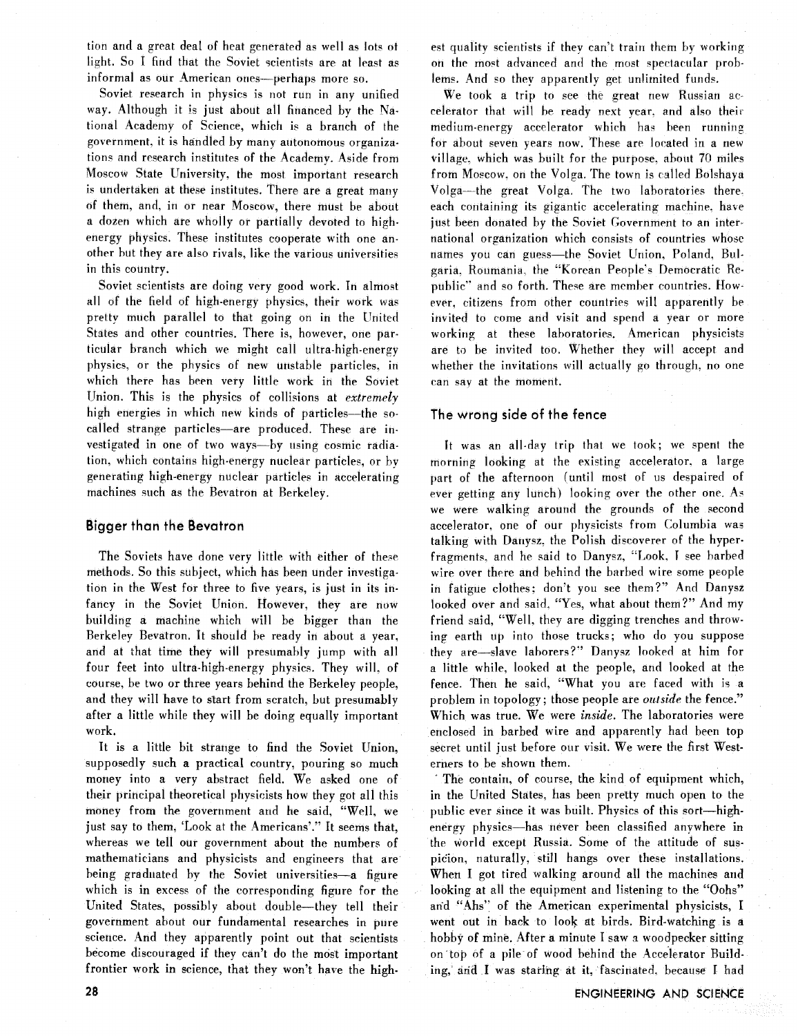tion and a great deal of heat generated as well as lots of light. So I find that the Soviet scientists are at least as informal as our American ones—perhaps more so.

Soviet research in physics is not run in any unified way. Although it is just about all financed by the National Academy of Science, which is a branch of the government, it is handled by many autonomous organizations and research institutes of the Academy. Aside from Moscow State University, the most important research is undertaken at these institutes. There are a great many of them, and, in or near Moscow, there must be about a dozen which are wholly or partially devoted to high-energy physics. These institutes cooperate with one another but they are also rivals, like the various universities in this country.

Soviet scientists are doing very good work. In almost all of the field of high-energy physics, their work was pretty much parallel to that going on in the United States and other countries. There is, however, one particular branch which we might call ultra-high-energy physics, or the physics of new unstable particles, in which there has been very little work in the Soviet Union. This is the physics of collisions at *extremely* high energies in which new kinds of particles—the so-called strange particles—are produced. These are investigated in one of two ways—by using cosmic radiation, which contains high-energy nuclear particles, or by generating high-energy nuclear particles in accelerating machines such as the Bevatron at Berkeley.

## Bigger than the Bevatron

The Soviets have done very little with either of these methods. So this subject, which has been under investigation in the West for three to five years, is just in its infancy in the Soviet Union. However, they are now building a machine which will be bigger than the Berkeley Bevatron. It should be ready in about a year, and at that time they will presumably jump with all four feet into ultra-high-energy physics. They will, of course, be two or three years behind the Berkeley people, and they will have to start from scratch, but presumably after a little while they will be doing equally important work.

It is a little bit strange to find the Soviet Union, supposedly such a practical country, pouring so much money into a very abstract field. We asked one of their principal theoretical physicists how they got all this money from the government and he said, "Well, we just say to them, 'Look at the Americans'." It seems that, whereas we tell our government about the numbers of mathematicians and physicists and engineers that are being graduated by the Soviet universities—a figure which is in excess of the corresponding figure for the United States, possibly about double—they tell their government about our fundamental researches in pure science. And they apparently point out that scientists become discouraged if they can't do the most important frontier work in science, that they won't have the highest quality scientists if they can't train them by working on the most advanced and the most spectacular problems. And so they apparently get unlimited funds.

We took a trip to see the great new Russian accelerator that will be ready next year, and also their medium-energy accelerator which has been running for about seven years now. These are located in a new village, which was built for the purpose, about 70 miles from Moscow, on the Volga. The town is called Bolshaya Volga—the great Volga. The two laboratories there, each containing its gigantic accelerating machine, have just been donated by the Soviet Government to an international organization which consists of countries whose names you can guess—the Soviet Union, Poland, Bulgaria, Roumania, the "Korean People's Democratic Republic" and so forth. These are member countries. However, citizens from other countries will apparently be invited to come and visit and spend a year or more working at these laboratories. American physicists are to be invited too. Whether they will accept and whether the invitations will actually go through, no one can say at the moment.

## The wrong side of the fence

It was an all-day trip that we took; we spent the morning looking at the existing accelerator, a large part of the afternoon (until most of us despaired of ever getting any lunch) looking over the other one. As we were walking around the grounds of the second accelerator, one of our physicists from Columbia was talking with Danysz, the Polish discoverer of the hyperfragments, and he said to Danysz, "Look, I see barbed wire over there and behind the barbed wire some people in fatigue clothes; don't you see them?" And Danysz looked over and said, "Yes, what about them?" And my friend said, "Well, they are digging trenches and throwing earth up into those trucks; who do you suppose they are—slave laborers?" Danysz looked at him for a little while, looked at the people, and looked at the fence. Then he said, "What you are faced with is a problem in topology; those people are *outside* the fence." Which was true. We were *inside*. The laboratories were enclosed in barbed wire and apparently had been top secret until just before our visit. We were the first Westerners to be shown them.

The contain, of course, the kind of equipment which, in the United States, has been pretty much open to the public ever since it was built. Physics of this sort—high-energy physics—has never been classified anywhere in the world except Russia. Some of the attitude of suspicion, naturally, still hangs over these installations. When I got tired walking around all the machines and looking at all the equipment and listening to the "Oohs" and "Ahs" of the American experimental physicists, I went out in back to look at birds. Bird-watching is a hobby of mine. After a minute I saw a woodpecker sitting on top of a pile of wood behind the Accelerator Building, and I was staring at it, fascinated, because I had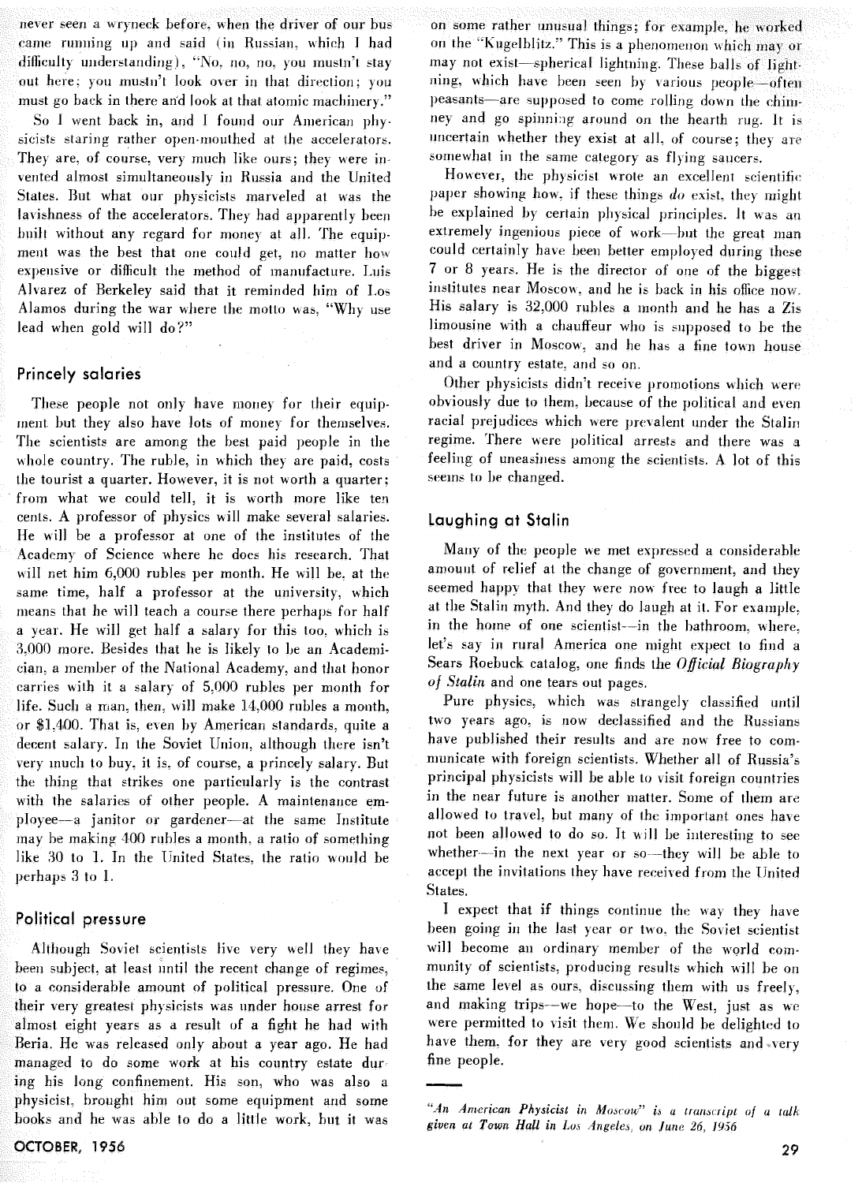never seen a wryneck before, when the driver of our bus came running up and said (in Russian, which I had difficulty understanding), "No, no, no, you mustn't stay out here; you mustn't look over in that direction; you must go back in there and look at that atomic machinery."

So I went back in, and I found our American physicists staring rather open-mouthed at the accelerators. They are, of course, very much like ours; they were invented almost simultaneously in Russia and the United States. But what our physicists marveled at was the lavishness of the accelerators. They had apparently been built without any regard for money at all. The equipment was the best that one could get, no matter how expensive or difficult the method of manufacture. Luis Alvarez of Berkeley said that it reminded him of Los Alamos during the war where the motto was, "Why use lead when gold will do?"

## Princely salaries

These people not only have money for their equipment but they also have lots of money for themselves. The scientists are among the best paid people in the whole country. The ruble, in which they are paid, costs the tourist a quarter. However, it is not worth a quarter; from what we could tell, it is worth more like ten cents. A professor of physics will make several salaries. He will be a professor at one of the institutes of the Academy of Science where he does his research. That will net him 6,000 rubles per month. He will be, at the same time, half a professor at the university, which means that he will teach a course there perhaps for half a year. He will get half a salary for this too, which is 3,000 more. Besides that he is likely to be an Academician, a member of the National Academy, and that honor carries with it a salary of 5,000 rubles per month for life. Such a man, then, will make 14,000 rubles a month, or $1,400. That is, even by American standards, quite a decent salary. In the Soviet Union, although there isn't very much to buy, it is, of course, a princely salary. But the thing that strikes one particularly is the contrast with the salaries of other people. A maintenance employee—a janitor or gardener—at the same Institute may be making 400 rubles a month, a ratio of something like 30 to 1. In the United States, the ratio would be perhaps 3 to 1.

## Political pressure

Although Soviet scientists live very well they have been subject, at least until the recent change of regimes, to a considerable amount of political pressure. One of their very greatest physicists was under house arrest for almost eight years as a result of a fight he had with Beria. He was released only about a year ago. He had managed to do some work at his country estate during his long confinement. His son, who was also a physicist, brought him out some equipment and some books and he was able to do a little work, but it was on some rather unusual things; for example, he worked on the "Kugelblitz." This is a phenomenon which may or may not exist—spherical lightning. These balls of lightning, which have been seen by various people—often peasants—are supposed to come rolling down the chimney and go spinning around on the hearth rug. It is uncertain whether they exist at all, of course; they are somewhat in the same category as flying saucers.

However, the physicist wrote an excellent scientific paper showing how, if these things *do* exist, they might be explained by certain physical principles. It was an extremely ingenious piece of work—but the great man could certainly have been better employed during these 7 or 8 years. He is the director of one of the biggest institutes near Moscow, and he is back in his office now. His salary is 32,000 rubles a month and he has a Zis limousine with a chauffeur who is supposed to be the best driver in Moscow, and he has a fine town house and a country estate, and so on.

Other physicists didn't receive promotions which were obviously due to them, because of the political and even racial prejudices which were prevalent under the Stalin regime. There were political arrests and there was a feeling of uneasiness among the scientists. A lot of this seems to be changed.

## Laughing at Stalin

Many of the people we met expressed a considerable amount of relief at the change of government, and they seemed happy that they were now free to laugh a little at the Stalin myth. And they do laugh at it. For example, in the home of one scientist—in the bathroom, where, let's say in rural America one might expect to find a Sears Roebuck catalog, one finds the *Official Biography of Stalin* and one tears out pages.

Pure physics, which was strangely classified until two years ago, is now declassified and the Russians have published their results and are now free to communicate with foreign scientists. Whether all of Russia's principal physicists will be able to visit foreign countries in the near future is another matter. Some of them are allowed to travel, but many of the important ones have not been allowed to do so. It will be interesting to see whether—in the next year or so—they will be able to accept the invitations they have received from the United States.

I expect that if things continue the way they have been going in the last year or two, the Soviet scientist will become an ordinary member of the world community of scientists, producing results which will be on the same level as ours, discussing them with us freely, and making trips—we hope—to the West, just as we were permitted to visit them. We should be delighted to have them, for they are very good scientists and very fine people.

---

*"An American Physicist in Moscow" is a transcript of a talk given at Town Hall in Los Angeles, on June 26, 1956*